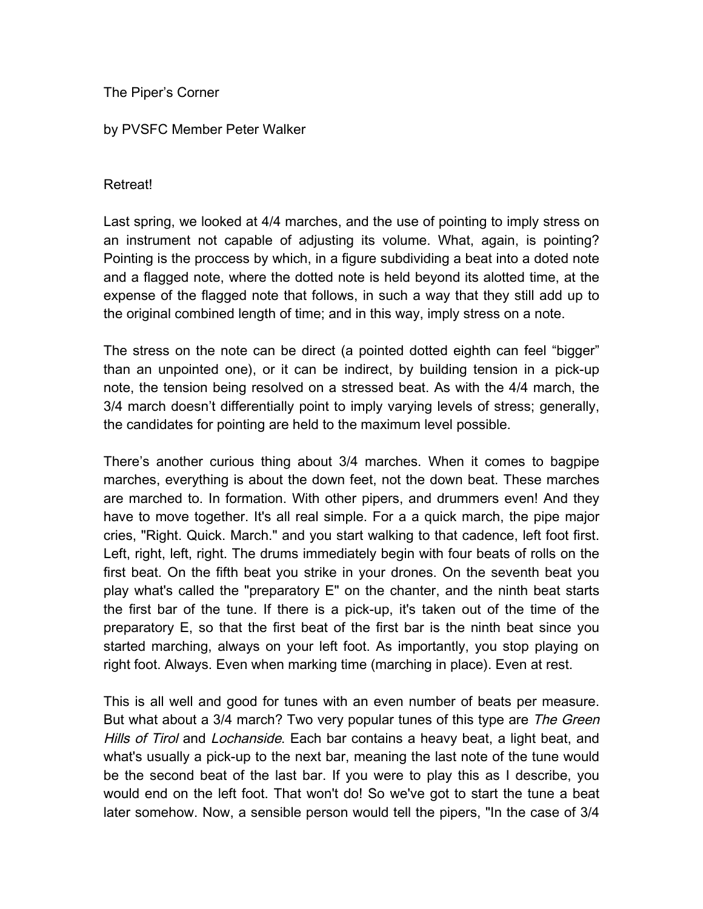The Piper's Corner

by PVSFC Member Peter Walker

## Retreat!

Last spring, we looked at 4/4 marches, and the use of pointing to imply stress on an instrument not capable of adjusting its volume. What, again, is pointing? Pointing is the proccess by which, in a figure subdividing a beat into a doted note and a flagged note, where the dotted note is held beyond its alotted time, at the expense of the flagged note that follows, in such a way that they still add up to the original combined length of time; and in this way, imply stress on a note.

The stress on the note can be direct (a pointed dotted eighth can feel "bigger" than an unpointed one), or it can be indirect, by building tension in a pick-up note, the tension being resolved on a stressed beat. As with the 4/4 march, the 3/4 march doesn't differentially point to imply varying levels of stress; generally, the candidates for pointing are held to the maximum level possible.

There's another curious thing about 3/4 marches. When it comes to bagpipe marches, everything is about the down feet, not the down beat. These marches are marched to. In formation. With other pipers, and drummers even! And they have to move together. It's all real simple. For a a quick march, the pipe major cries, "Right. Quick. March." and you start walking to that cadence, left foot first. Left, right, left, right. The drums immediately begin with four beats of rolls on the first beat. On the fifth beat you strike in your drones. On the seventh beat you play what's called the "preparatory E" on the chanter, and the ninth beat starts the first bar of the tune. If there is a pick-up, it's taken out of the time of the preparatory E, so that the first beat of the first bar is the ninth beat since you started marching, always on your left foot. As importantly, you stop playing on right foot. Always. Even when marking time (marching in place). Even at rest.

This is all well and good for tunes with an even number of beats per measure. But what about a 3/4 march? Two very popular tunes of this type are *The Green Hills of Tirol* and *Lochanside*. Each bar contains a heavy beat, a light beat, and what's usually a pick-up to the next bar, meaning the last note of the tune would be the second beat of the last bar. If you were to play this as I describe, you would end on the left foot. That won't do! So we've got to start the tune a beat later somehow. Now, a sensible person would tell the pipers, "In the case of 3/4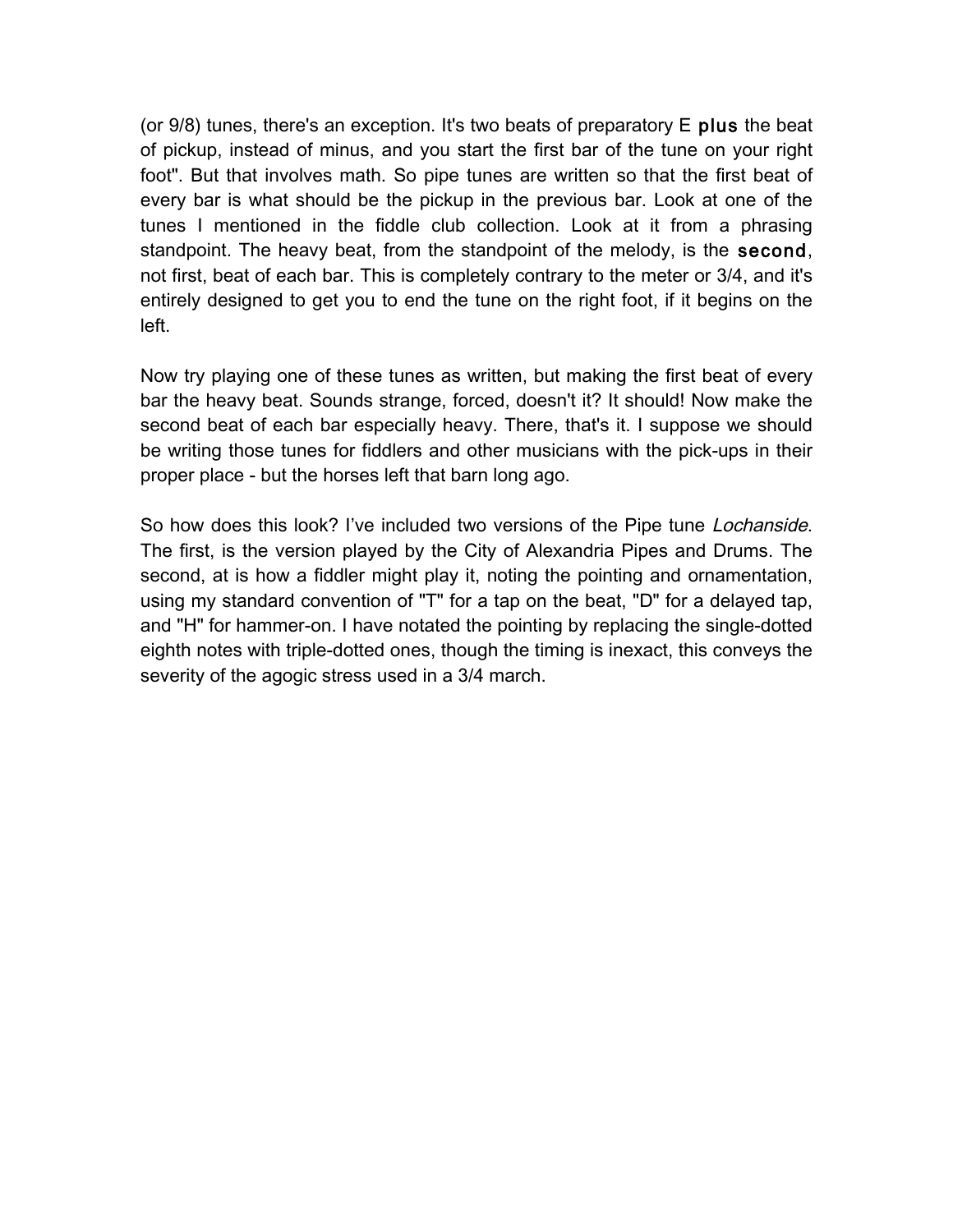(or 9/8) tunes, there's an exception. It's two beats of preparatory E **plus** the beat of pickup, instead of minus, and you start the first bar of the tune on your right foot". But that involves math. So pipe tunes are written so that the first beat of every bar is what should be the pickup in the previous bar. Look at one of the tunes I mentioned in the fiddle club collection. Look at it from a phrasing standpoint. The heavy beat, from the standpoint of the melody, is the **second**, not first, beat of each bar. This is completely contrary to the meter or 3/4, and it's entirely designed to get you to end the tune on the right foot, if it begins on the left.

Now try playing one of these tunes as written, but making the first beat of every bar the heavy beat. Sounds strange, forced, doesn't it? It should! Now make the second beat of each bar especially heavy. There, that's it. I suppose we should be writing those tunes for fiddlers and other musicians with the pick-ups in their proper place - but the horses left that barn long ago.

So how does this look? I've included two versions of the Pipe tune *Lochanside*. The first, is the version played by the City of Alexandria Pipes and Drums. The second, at is how a fiddler might play it, noting the pointing and ornamentation, using my standard convention of "T" for a tap on the beat, "D" for a delayed tap, and "H" for hammer-on. I have notated the pointing by replacing the single-dotted eighth notes with triple-dotted ones, though the timing is inexact, this conveys the severity of the agogic stress used in a 3/4 march.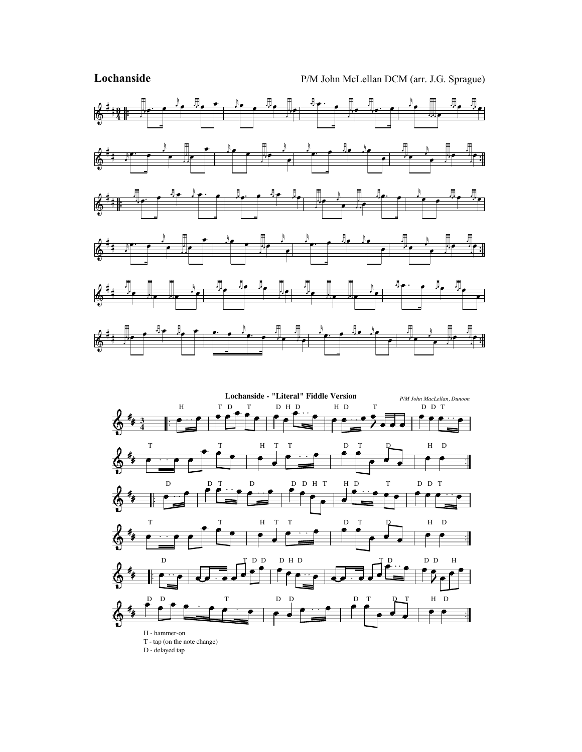**Lochanside**

P/M John McLellan DCM (arr. J.G. Sprague)

**Lochanside - "Literal" Fiddle Version**

*P/M John MacLellan, Dunoon*

H - hammer-on
T - tap (on the note change)
D - delayed tap